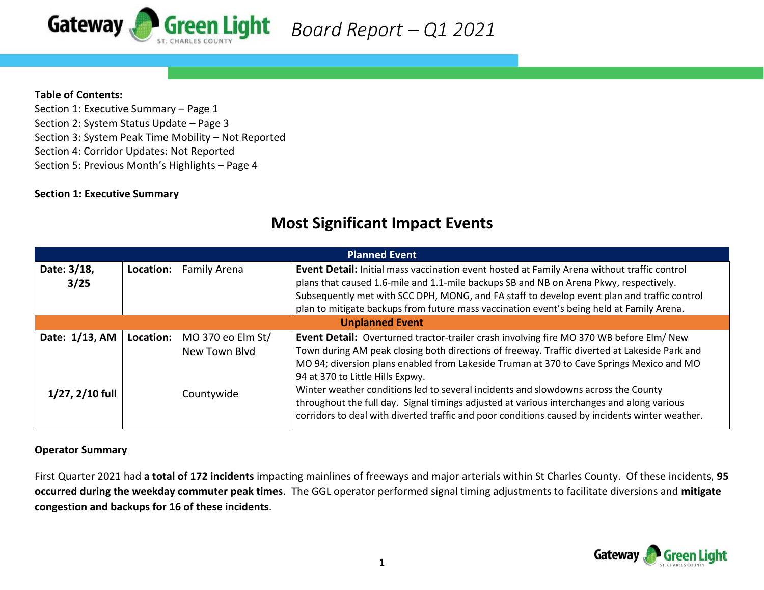# Gateway Green Light – Board Report – Q1 2021

**Table of Contents:**

Section 1: Executive Summary – Page 1
Section 2: System Status Update – Page 3
Section 3: System Peak Time Mobility – Not Reported
Section 4: Corridor Updates: Not Reported
Section 5: Previous Month's Highlights – Page 4

## Section 1: Executive Summary

### Most Significant Impact Events

| Planned Event | | |
|---|---|---|
| **Date:** 3/18, 3/25 | **Location:** Family Arena | **Event Detail:** Initial mass vaccination event hosted at Family Arena without traffic control plans that caused 1.6-mile and 1.1-mile backups SB and NB on Arena Pkwy, respectively. Subsequently met with SCC DPH, MONG, and FA staff to develop event plan and traffic control plan to mitigate backups from future mass vaccination event's being held at Family Arena. |
| **Unplanned Event** | | |
| **Date:** 1/13, AM | **Location:** MO 370 eo Elm St/ New Town Blvd | **Event Detail:** Overturned tractor-trailer crash involving fire MO 370 WB before Elm/ New Town during AM peak closing both directions of freeway. Traffic diverted at Lakeside Park and MO 94; diversion plans enabled from Lakeside Truman at 370 to Cave Springs Mexico and MO 94 at 370 to Little Hills Expwy. |
| **1/27, 2/10 full** | Countywide | Winter weather conditions led to several incidents and slowdowns across the County throughout the full day. Signal timings adjusted at various interchanges and along various corridors to deal with diverted traffic and poor conditions caused by incidents winter weather. |

### Operator Summary

First Quarter 2021 had **a total of 172 incidents** impacting mainlines of freeways and major arterials within St Charles County. Of these incidents, **95 occurred during the weekday commuter peak times**. The GGL operator performed signal timing adjustments to facilitate diversions and **mitigate congestion and backups for 16 of these incidents**.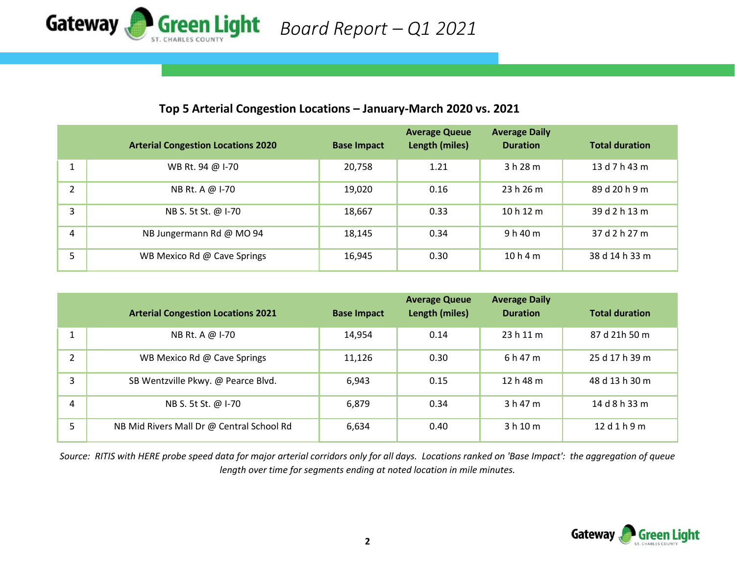## Top 5 Arterial Congestion Locations – January-March 2020 vs. 2021

| | Arterial Congestion Locations 2020 | Base Impact | Average Queue Length (miles) | Average Daily Duration | Total duration |
|---|---|---|---|---|---|
| 1 | WB Rt. 94 @ I-70 | 20,758 | 1.21 | 3 h 28 m | 13 d 7 h 43 m |
| 2 | NB Rt. A @ I-70 | 19,020 | 0.16 | 23 h 26 m | 89 d 20 h 9 m |
| 3 | NB S. 5t St. @ I-70 | 18,667 | 0.33 | 10 h 12 m | 39 d 2 h 13 m |
| 4 | NB Jungermann Rd @ MO 94 | 18,145 | 0.34 | 9 h 40 m | 37 d 2 h 27 m |
| 5 | WB Mexico Rd @ Cave Springs | 16,945 | 0.30 | 10 h 4 m | 38 d 14 h 33 m |

| | Arterial Congestion Locations 2021 | Base Impact | Average Queue Length (miles) | Average Daily Duration | Total duration |
|---|---|---|---|---|---|
| 1 | NB Rt. A @ I-70 | 14,954 | 0.14 | 23 h 11 m | 87 d 21h 50 m |
| 2 | WB Mexico Rd @ Cave Springs | 11,126 | 0.30 | 6 h 47 m | 25 d 17 h 39 m |
| 3 | SB Wentzville Pkwy. @ Pearce Blvd. | 6,943 | 0.15 | 12 h 48 m | 48 d 13 h 30 m |
| 4 | NB S. 5t St. @ I-70 | 6,879 | 0.34 | 3 h 47 m | 14 d 8 h 33 m |
| 5 | NB Mid Rivers Mall Dr @ Central School Rd | 6,634 | 0.40 | 3 h 10 m | 12 d 1 h 9 m |

*Source: RITIS with HERE probe speed data for major arterial corridors only for all days. Locations ranked on 'Base Impact': the aggregation of queue length over time for segments ending at noted location in mile minutes.*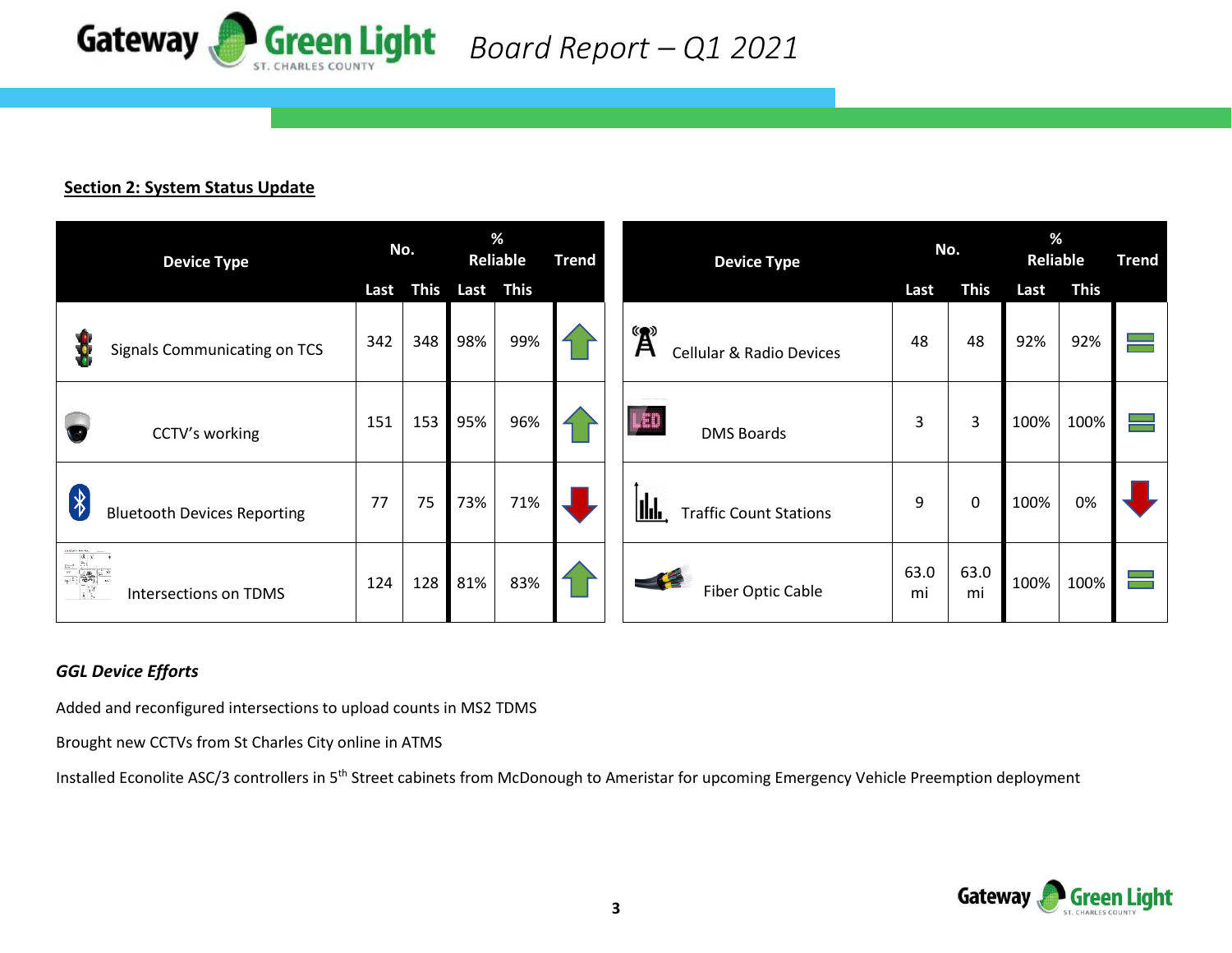## Section 2: System Status Update

| Device Type | No. | | % Reliable | | Trend |
|---|---|---|---|---|---|
| | Last | This | Last | This | |
| Signals Communicating on TCS | 342 | 348 | 98% | 99% | ↑ |
| CCTV's working | 151 | 153 | 95% | 96% | ↑ |
| Bluetooth Devices Reporting | 77 | 75 | 73% | 71% | ↓ |
| Intersections on TDMS | 124 | 128 | 81% | 83% | ↑ |

| Device Type | No. | | % Reliable | | Trend |
|---|---|---|---|---|---|
| | Last | This | Last | This | |
| Cellular & Radio Devices | 48 | 48 | 92% | 92% | = |
| DMS Boards | 3 | 3 | 100% | 100% | = |
| Traffic Count Stations | 9 | 0 | 100% | 0% | ↓ |
| Fiber Optic Cable | 63.0 mi | 63.0 mi | 100% | 100% | = |

### *GGL Device Efforts*

Added and reconfigured intersections to upload counts in MS2 TDMS

Brought new CCTVs from St Charles City online in ATMS

Installed Econolite ASC/3 controllers in 5th Street cabinets from McDonough to Ameristar for upcoming Emergency Vehicle Preemption deployment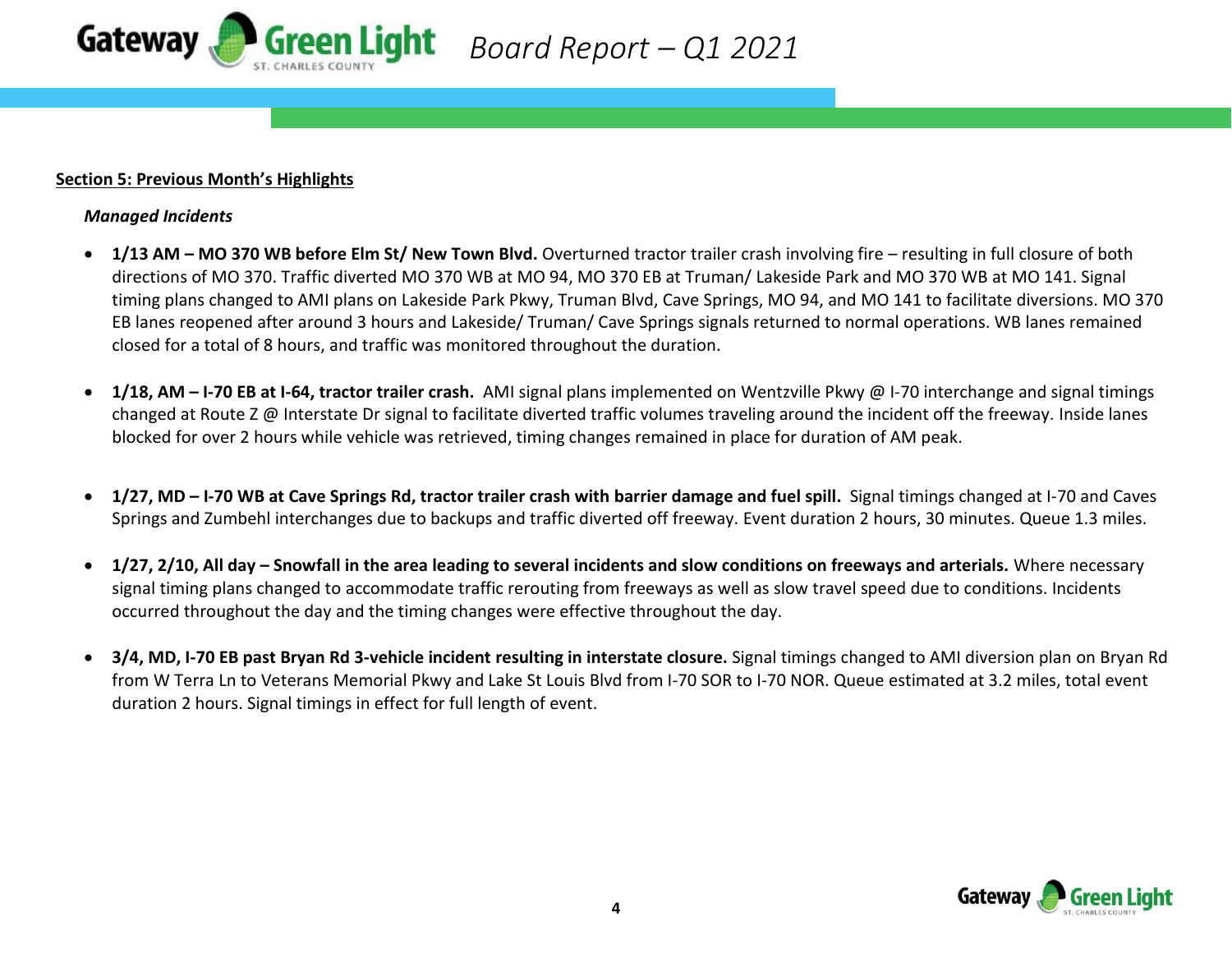## Section 5: Previous Month's Highlights

***Managed Incidents***

- **1/13 AM – MO 370 WB before Elm St/ New Town Blvd.** Overturned tractor trailer crash involving fire – resulting in full closure of both directions of MO 370. Traffic diverted MO 370 WB at MO 94, MO 370 EB at Truman/ Lakeside Park and MO 370 WB at MO 141. Signal timing plans changed to AMI plans on Lakeside Park Pkwy, Truman Blvd, Cave Springs, MO 94, and MO 141 to facilitate diversions. MO 370 EB lanes reopened after around 3 hours and Lakeside/ Truman/ Cave Springs signals returned to normal operations. WB lanes remained closed for a total of 8 hours, and traffic was monitored throughout the duration.

- **1/18, AM – I-70 EB at I-64, tractor trailer crash.** AMI signal plans implemented on Wentzville Pkwy @ I-70 interchange and signal timings changed at Route Z @ Interstate Dr signal to facilitate diverted traffic volumes traveling around the incident off the freeway. Inside lanes blocked for over 2 hours while vehicle was retrieved, timing changes remained in place for duration of AM peak.

- **1/27, MD – I-70 WB at Cave Springs Rd, tractor trailer crash with barrier damage and fuel spill.** Signal timings changed at I-70 and Caves Springs and Zumbehl interchanges due to backups and traffic diverted off freeway. Event duration 2 hours, 30 minutes. Queue 1.3 miles.

- **1/27, 2/10, All day – Snowfall in the area leading to several incidents and slow conditions on freeways and arterials.** Where necessary signal timing plans changed to accommodate traffic rerouting from freeways as well as slow travel speed due to conditions. Incidents occurred throughout the day and the timing changes were effective throughout the day.

- **3/4, MD, I-70 EB past Bryan Rd 3-vehicle incident resulting in interstate closure.** Signal timings changed to AMI diversion plan on Bryan Rd from W Terra Ln to Veterans Memorial Pkwy and Lake St Louis Blvd from I-70 SOR to I-70 NOR. Queue estimated at 3.2 miles, total event duration 2 hours. Signal timings in effect for full length of event.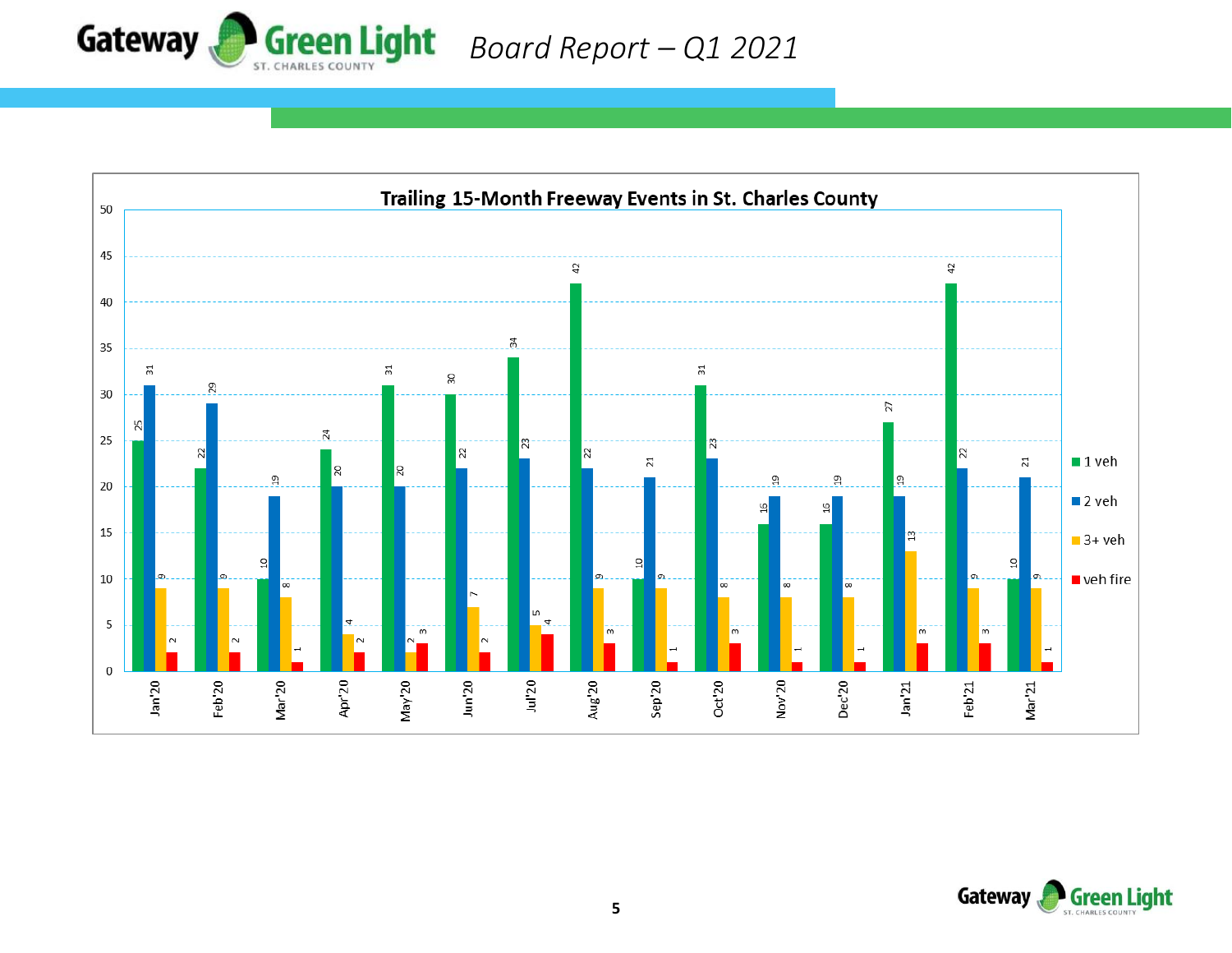# Board Report – Q1 2021

## Trailing 15-Month Freeway Events in St. Charles County

| Month | 1 veh | 2 veh | 3+ veh | veh fire |
|---|---|---|---|---|
| Jan'20 | 25 | 31 | 9 | 2 |
| Feb'20 | 22 | 29 | 9 | 2 |
| Mar'20 | 10 | 19 | 8 | 1 |
| Apr'20 | 24 | 20 | 4 | 2 |
| May'20 | 31 | 20 | 2 | 3 |
| Jun'20 | 30 | 22 | 7 | 2 |
| Jul'20 | 34 | 23 | 5 | 4 |
| Aug'20 | 42 | 22 | 9 | 3 |
| Sep'20 | 10 | 21 | 9 | 1 |
| Oct'20 | 31 | 23 | 8 | 3 |
| Nov'20 | 16 | 19 | 8 | 1 |
| Dec'20 | 16 | 19 | 8 | 1 |
| Jan'21 | 27 | 19 | 13 | 3 |
| Feb'21 | 42 | 22 | 9 | 3 |
| Mar'21 | 10 | 21 | 9 | 1 |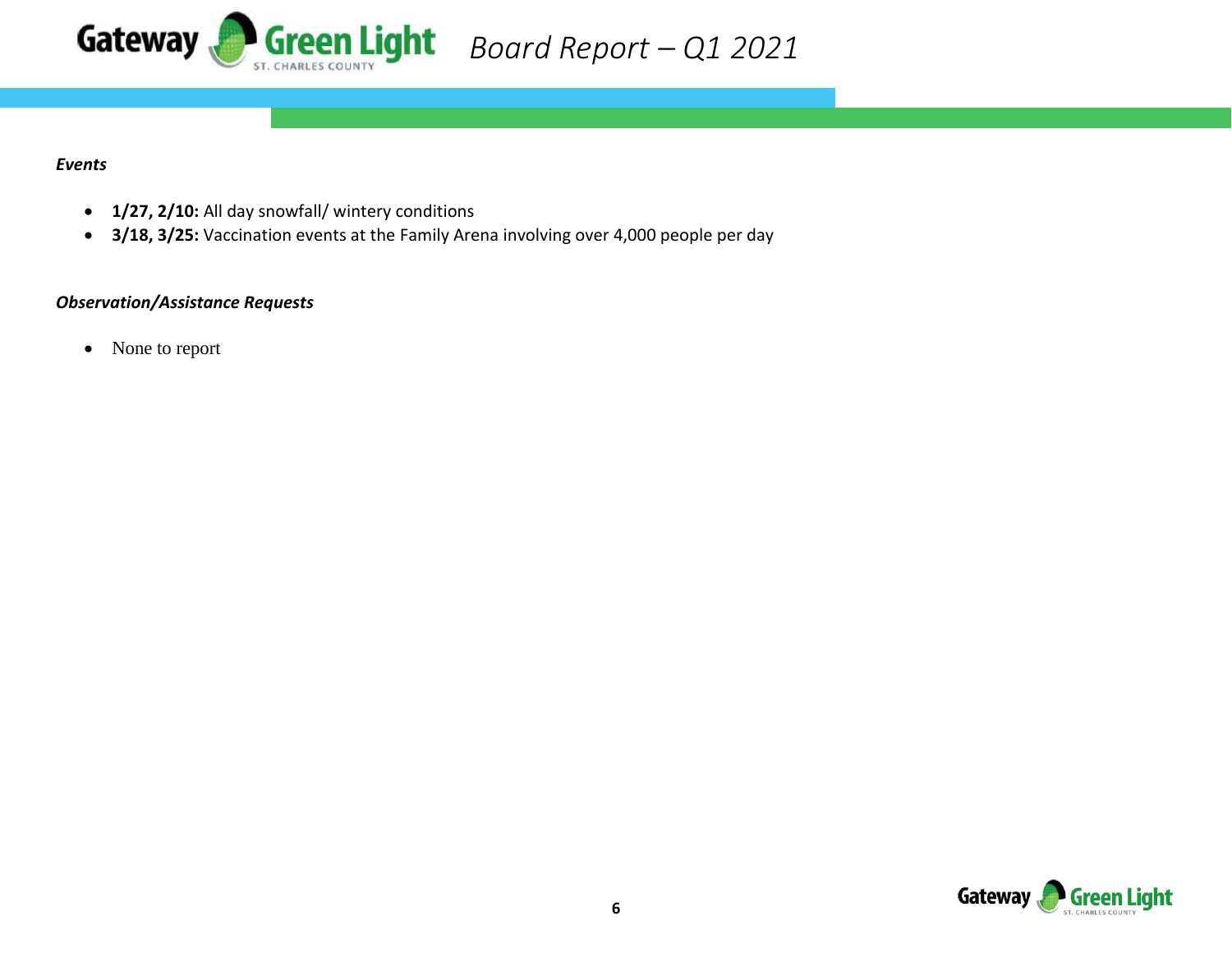***Events***

- **1/27, 2/10:** All day snowfall/ wintery conditions
- **3/18, 3/25:** Vaccination events at the Family Arena involving over 4,000 people per day

***Observation/Assistance Requests***

- None to report